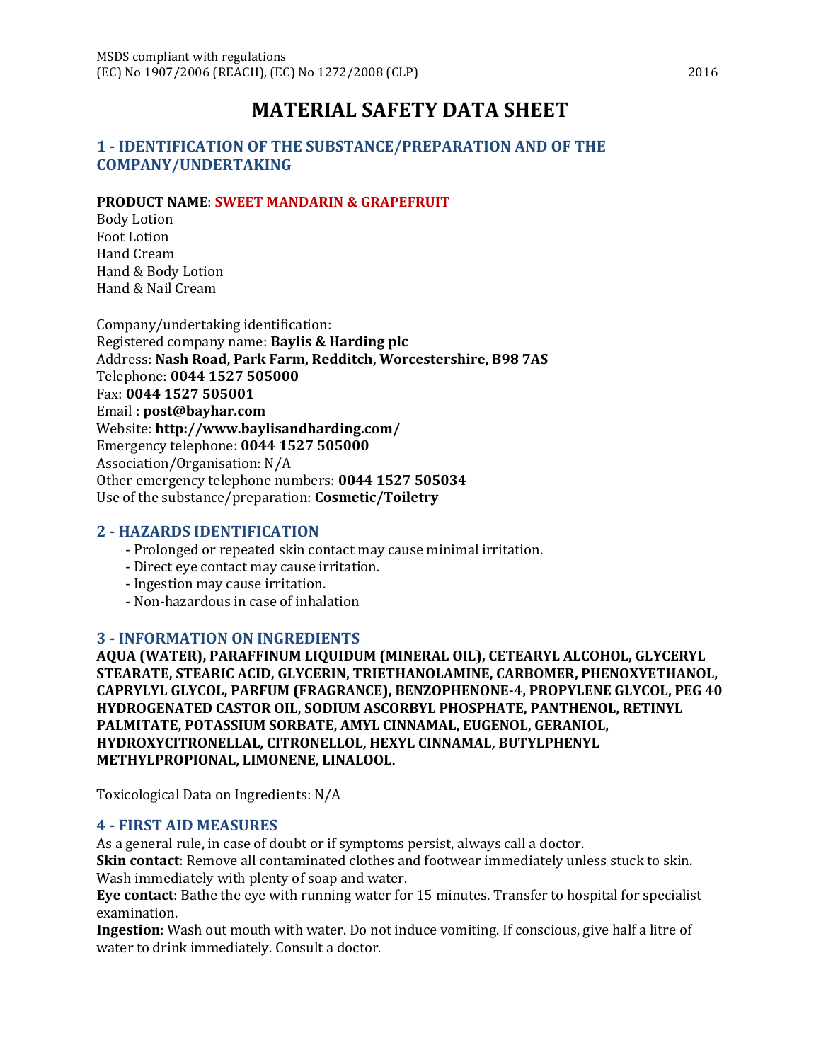MSDS compliant with regulations
(EC) No 1907/2006 (REACH), (EC) No 1272/2008 (CLP) 2016

# MATERIAL SAFETY DATA SHEET

## 1 - IDENTIFICATION OF THE SUBSTANCE/PREPARATION AND OF THE COMPANY/UNDERTAKING

**PRODUCT NAME**: **SWEET MANDARIN & GRAPEFRUIT**
Body Lotion
Foot Lotion
Hand Cream
Hand & Body Lotion
Hand & Nail Cream

Company/undertaking identification:
Registered company name: **Baylis & Harding plc**
Address: **Nash Road, Park Farm, Redditch, Worcestershire, B98 7AS**
Telephone: **0044 1527 505000**
Fax: **0044 1527 505001**
Email : **post@bayhar.com**
Website: **http://www.baylisandharding.com/**
Emergency telephone: **0044 1527 505000**
Association/Organisation: N/A
Other emergency telephone numbers: **0044 1527 505034**
Use of the substance/preparation: **Cosmetic/Toiletry**

## 2 - HAZARDS IDENTIFICATION

- Prolonged or repeated skin contact may cause minimal irritation.
- Direct eye contact may cause irritation.
- Ingestion may cause irritation.
- Non-hazardous in case of inhalation

## 3 - INFORMATION ON INGREDIENTS

**AQUA (WATER), PARAFFINUM LIQUIDUM (MINERAL OIL), CETEARYL ALCOHOL, GLYCERYL STEARATE, STEARIC ACID, GLYCERIN, TRIETHANOLAMINE, CARBOMER, PHENOXYETHANOL, CAPRYLYL GLYCOL, PARFUM (FRAGRANCE), BENZOPHENONE-4, PROPYLENE GLYCOL, PEG 40 HYDROGENATED CASTOR OIL, SODIUM ASCORBYL PHOSPHATE, PANTHENOL, RETINYL PALMITATE, POTASSIUM SORBATE, AMYL CINNAMAL, EUGENOL, GERANIOL, HYDROXYCITRONELLAL, CITRONELLOL, HEXYL CINNAMAL, BUTYLPHENYL METHYLPROPIONAL, LIMONENE, LINALOOL.**

Toxicological Data on Ingredients: N/A

## 4 - FIRST AID MEASURES

As a general rule, in case of doubt or if symptoms persist, always call a doctor.
**Skin contact**: Remove all contaminated clothes and footwear immediately unless stuck to skin. Wash immediately with plenty of soap and water.
**Eye contact**: Bathe the eye with running water for 15 minutes. Transfer to hospital for specialist examination.
**Ingestion**: Wash out mouth with water. Do not induce vomiting. If conscious, give half a litre of water to drink immediately. Consult a doctor.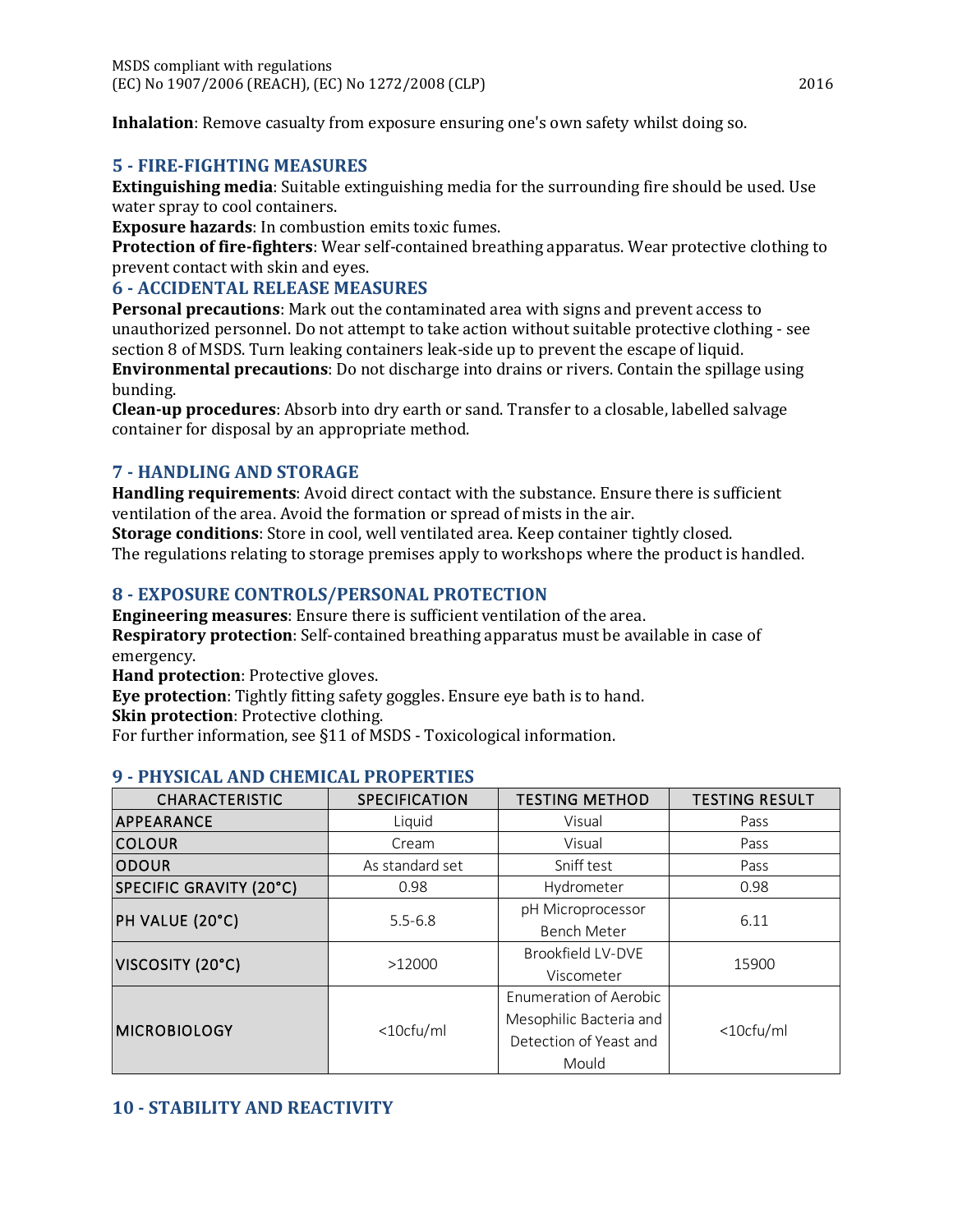**Inhalation**: Remove casualty from exposure ensuring one's own safety whilst doing so.

## 5 - FIRE-FIGHTING MEASURES

**Extinguishing media**: Suitable extinguishing media for the surrounding fire should be used. Use water spray to cool containers.

**Exposure hazards**: In combustion emits toxic fumes.

**Protection of fire-fighters**: Wear self-contained breathing apparatus. Wear protective clothing to prevent contact with skin and eyes.

## 6 - ACCIDENTAL RELEASE MEASURES

**Personal precautions**: Mark out the contaminated area with signs and prevent access to unauthorized personnel. Do not attempt to take action without suitable protective clothing - see section 8 of MSDS. Turn leaking containers leak-side up to prevent the escape of liquid.

**Environmental precautions**: Do not discharge into drains or rivers. Contain the spillage using bunding.

**Clean-up procedures**: Absorb into dry earth or sand. Transfer to a closable, labelled salvage container for disposal by an appropriate method.

## 7 - HANDLING AND STORAGE

**Handling requirements**: Avoid direct contact with the substance. Ensure there is sufficient ventilation of the area. Avoid the formation or spread of mists in the air.

**Storage conditions**: Store in cool, well ventilated area. Keep container tightly closed.

The regulations relating to storage premises apply to workshops where the product is handled.

## 8 - EXPOSURE CONTROLS/PERSONAL PROTECTION

**Engineering measures**: Ensure there is sufficient ventilation of the area.

**Respiratory protection**: Self-contained breathing apparatus must be available in case of emergency.

**Hand protection**: Protective gloves.

**Eye protection**: Tightly fitting safety goggles. Ensure eye bath is to hand.

**Skin protection**: Protective clothing.

For further information, see §11 of MSDS - Toxicological information.

## 9 - PHYSICAL AND CHEMICAL PROPERTIES

| CHARACTERISTIC | SPECIFICATION | TESTING METHOD | TESTING RESULT |
|---|---|---|---|
| APPEARANCE | Liquid | Visual | Pass |
| COLOUR | Cream | Visual | Pass |
| ODOUR | As standard set | Sniff test | Pass |
| SPECIFIC GRAVITY (20°C) | 0.98 | Hydrometer | 0.98 |
| PH VALUE (20°C) | 5.5-6.8 | pH Microprocessor Bench Meter | 6.11 |
| VISCOSITY (20°C) | >12000 | Brookfield LV-DVE Viscometer | 15900 |
| MICROBIOLOGY | <10cfu/ml | Enumeration of Aerobic Mesophilic Bacteria and Detection of Yeast and Mould | <10cfu/ml |

## 10 - STABILITY AND REACTIVITY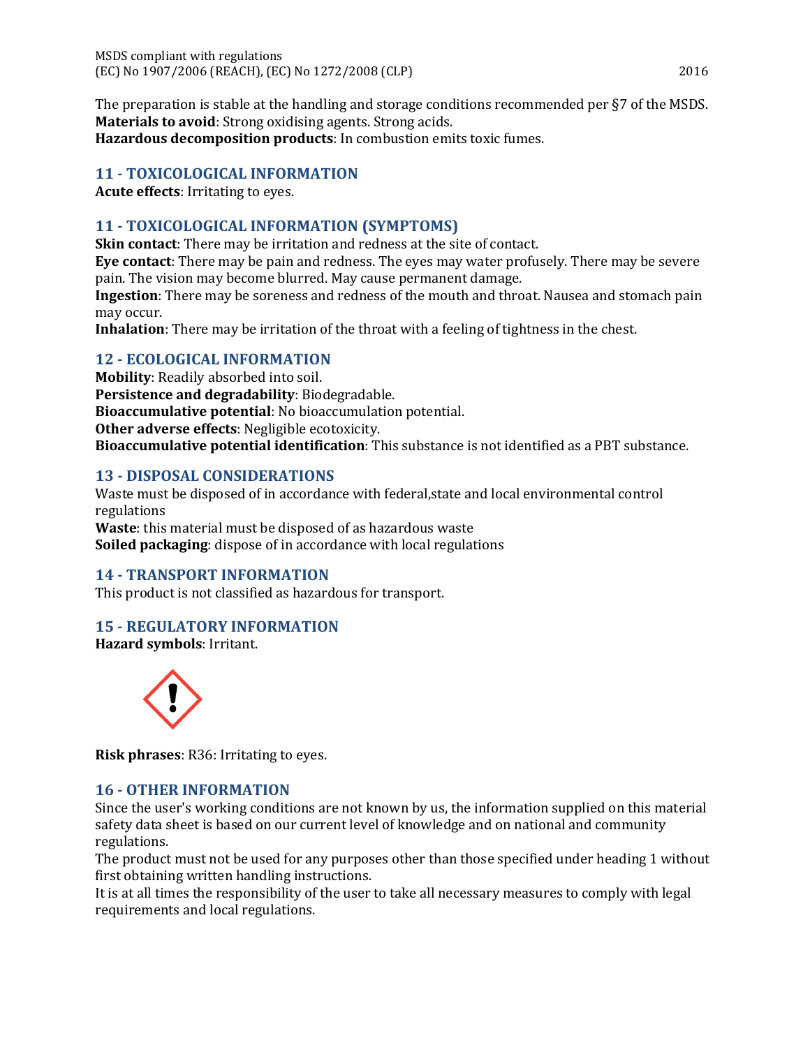The preparation is stable at the handling and storage conditions recommended per §7 of the MSDS.
**Materials to avoid**: Strong oxidising agents. Strong acids.
**Hazardous decomposition products**: In combustion emits toxic fumes.

## 11 - TOXICOLOGICAL INFORMATION

**Acute effects**: Irritating to eyes.

## 11 - TOXICOLOGICAL INFORMATION (SYMPTOMS)

**Skin contact**: There may be irritation and redness at the site of contact.
**Eye contact**: There may be pain and redness. The eyes may water profusely. There may be severe pain. The vision may become blurred. May cause permanent damage.
**Ingestion**: There may be soreness and redness of the mouth and throat. Nausea and stomach pain may occur.
**Inhalation**: There may be irritation of the throat with a feeling of tightness in the chest.

## 12 - ECOLOGICAL INFORMATION

**Mobility**: Readily absorbed into soil.
**Persistence and degradability**: Biodegradable.
**Bioaccumulative potential**: No bioaccumulation potential.
**Other adverse effects**: Negligible ecotoxicity.
**Bioaccumulative potential identification**: This substance is not identified as a PBT substance.

## 13 - DISPOSAL CONSIDERATIONS

Waste must be disposed of in accordance with federal,state and local environmental control regulations
**Waste**: this material must be disposed of as hazardous waste
**Soiled packaging**: dispose of in accordance with local regulations

## 14 - TRANSPORT INFORMATION

This product is not classified as hazardous for transport.

## 15 - REGULATORY INFORMATION

**Hazard symbols**: Irritant.

**Risk phrases**: R36: Irritating to eyes.

## 16 - OTHER INFORMATION

Since the user's working conditions are not known by us, the information supplied on this material safety data sheet is based on our current level of knowledge and on national and community regulations.
The product must not be used for any purposes other than those specified under heading 1 without first obtaining written handling instructions.
It is at all times the responsibility of the user to take all necessary measures to comply with legal requirements and local regulations.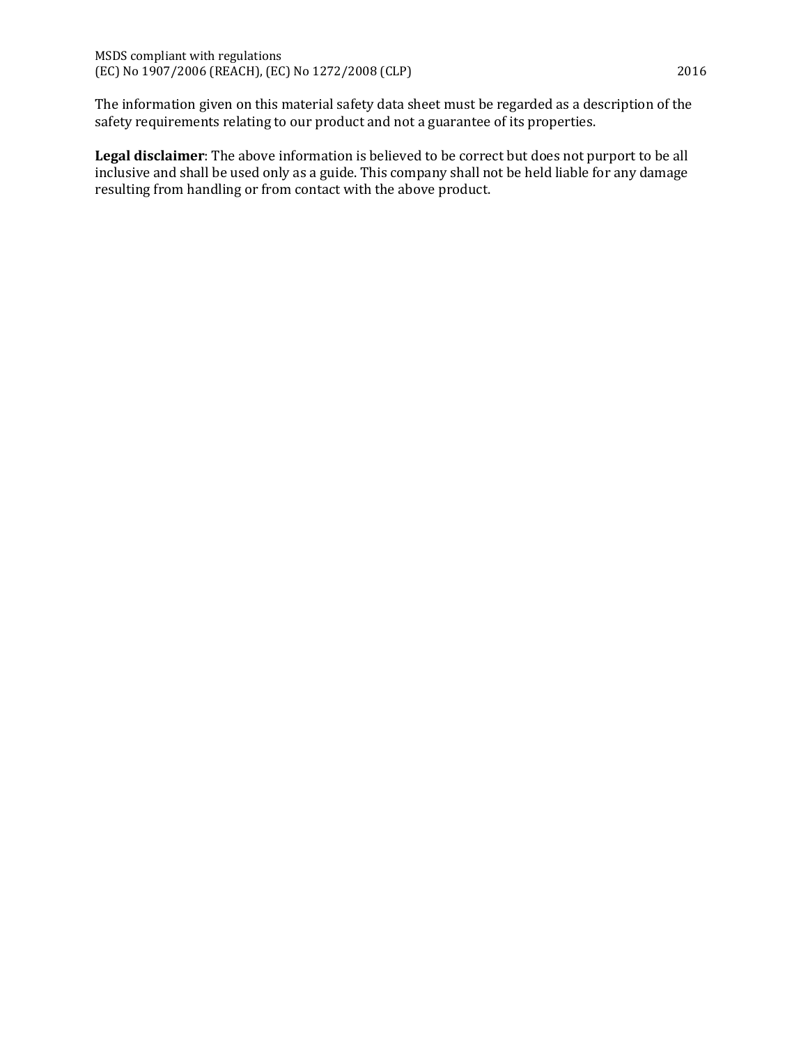The information given on this material safety data sheet must be regarded as a description of the safety requirements relating to our product and not a guarantee of its properties.

**Legal disclaimer**: The above information is believed to be correct but does not purport to be all inclusive and shall be used only as a guide. This company shall not be held liable for any damage resulting from handling or from contact with the above product.